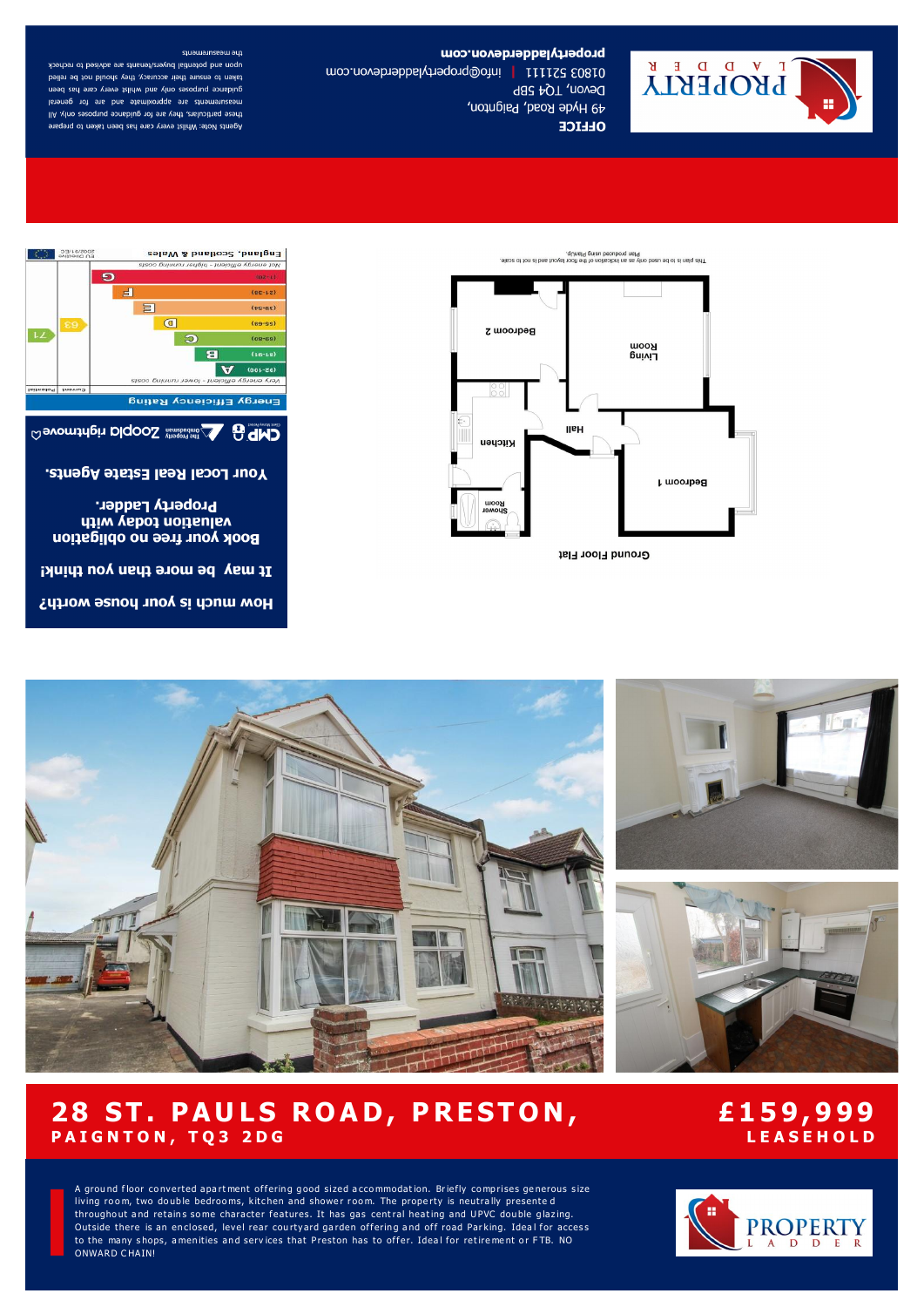# 28 ST. PAULS ROAD, PRESTON,

## PAIGNTON, TQ3 2DG

## £159,999

**LEASEHOLD**

A ground floor converted apartment offering good sized accommodation. Briefly comprises generous size living room, two double bedrooms, kitchen and shower room. The property is neutrally presented throughout and retains some character features. It has gas central heating and UPVC double glazing. Outside there is an enclosed, level rear courtyard garden offering and off road Parking. Ideal for access to the many shops, amenities and services that Preston has to offer. Ideal for retirement or FTB. NO ONWARD CHAIN!

Ground Floor Flat

Living Room · Bedroom 2 · Hall · Kitchen · Bedroom 1 · Shower Room

This plan is to be used only as an indication of the floor layout and is not to scale.
Plan produced using PlanUp.

## Energy Efficiency Rating

| | Current | Potential |
|---|---|---|
| Very energy efficient - lower running costs | | |
| (92-100) A | | |
| (81-91) B | | |
| (69-80) C | | 71 |
| (55-68) D | 63 | |
| (39-54) E | | |
| (21-38) F | | |
| (1-20) G | | |
| Not energy efficient - higher running costs | | |
| England, Scotland & Wales | EU Directive 2002/91/EC | |

**How much is your house worth?**

**It may be more than you think!**

**Book your free no obligation valuation today with Property Ladder.**

**Your Local Real Estate Agents.**

CMP · The Property Ombudsman · Zoopla · rightmove

**OFFICE**

49 Hyde Road, Paignton,
Devon, TQ4 5BP
01803 521111 | info@propertyladderdevon.com

**propertyladderdevon.com**

Agents Note: Whilst every care has been taken to prepare these particulars, they are for guidance purposes only. All measurements are approximate are for general guidance purposes only and whilst every care has been taken to ensure their accuracy, they should not be relied upon and potential buyers/tenants are advised to recheck the measurements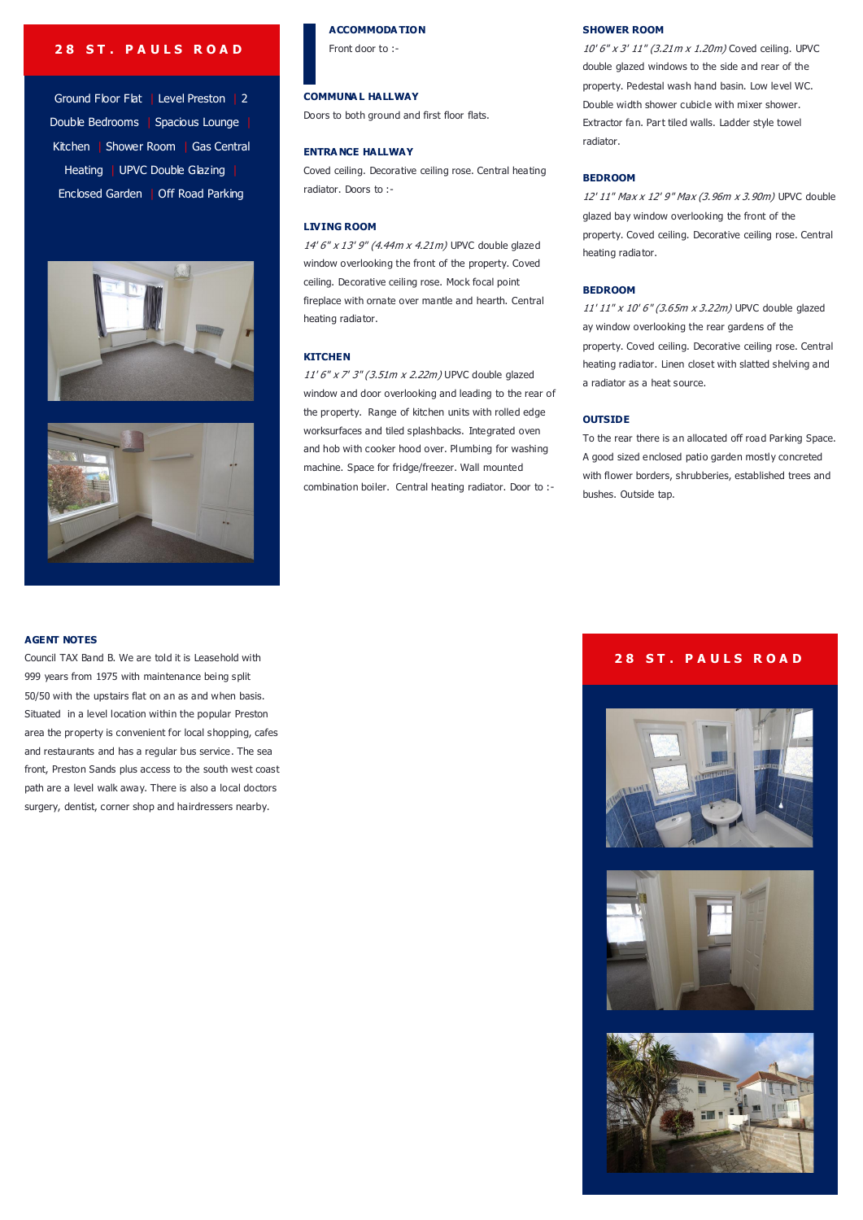## 28 ST. PAULS ROAD

Ground Floor Flat | Level Preston | 2 Double Bedrooms | Spacious Lounge | Kitchen | Shower Room | Gas Central Heating | UPVC Double Glazing | Enclosed Garden | Off Road Parking

### ACCOMMODATION

Front door to :-

### COMMUNAL HALLWAY

Doors to both ground and first floor flats.

### ENTRANCE HALLWAY

Coved ceiling. Decorative ceiling rose. Central heating radiator. Doors to :-

### LIVING ROOM

*14' 6" x 13' 9" (4.44m x 4.21m)* UPVC double glazed window overlooking the front of the property. Coved ceiling. Decorative ceiling rose. Mock focal point fireplace with ornate over mantle and hearth. Central heating radiator.

### KITCHEN

*11' 6" x 7' 3" (3.51m x 2.22m)* UPVC double glazed window and door overlooking and leading to the rear of the property. Range of kitchen units with rolled edge worksurfaces and tiled splashbacks. Integrated oven and hob with cooker hood over. Plumbing for washing machine. Space for fridge/freezer. Wall mounted combination boiler. Central heating radiator. Door to :-

### SHOWER ROOM

*10' 6" x 3' 11" (3.21m x 1.20m)* Coved ceiling. UPVC double glazed windows to the side and rear of the property. Pedestal wash hand basin. Low level WC. Double width shower cubicle with mixer shower. Extractor fan. Part tiled walls. Ladder style towel radiator.

### BEDROOM

*12' 11" Max x 12' 9" Max (3.96m x 3.90m)* UPVC double glazed bay window overlooking the front of the property. Coved ceiling. Decorative ceiling rose. Central heating radiator.

### BEDROOM

*11' 11" x 10' 6" (3.65m x 3.22m)* UPVC double glazed ay window overlooking the rear gardens of the property. Coved ceiling. Decorative ceiling rose. Central heating radiator. Linen closet with slatted shelving and a radiator as a heat source.

### OUTSIDE

To the rear there is an allocated off road Parking Space. A good sized enclosed patio garden mostly concreted with flower borders, shrubberies, established trees and bushes. Outside tap.

### AGENT NOTES

Council TAX Band B. We are told it is Leasehold with 999 years from 1975 with maintenance being split 50/50 with the upstairs flat on an as and when basis. Situated in a level location within the popular Preston area the property is convenient for local shopping, cafes and restaurants and has a regular bus service. The sea front, Preston Sands plus access to the south west coast path are a level walk away. There is also a local doctors surgery, dentist, corner shop and hairdressers nearby.

## 28 ST. PAULS ROAD